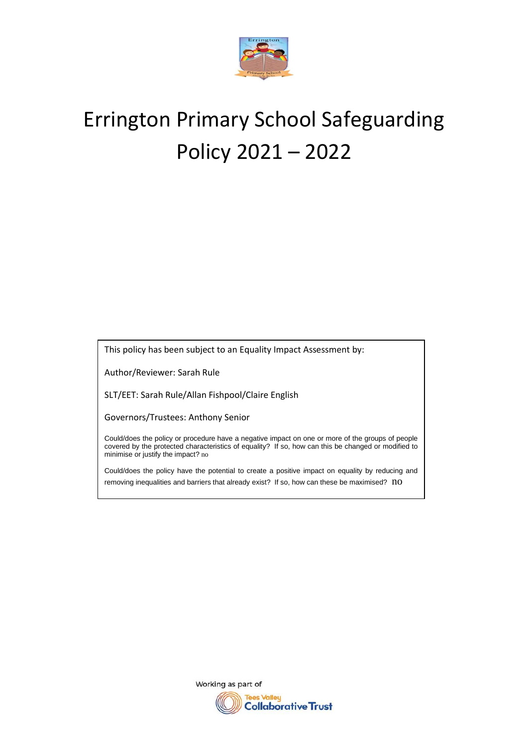# Errington Primary School Safeguarding Policy 2021 – 2022

This policy has been subject to an Equality Impact Assessment by:

Author/Reviewer: Sarah Rule

SLT/EET: Sarah Rule/Allan Fishpool/Claire English

Governors/Trustees: Anthony Senior

Could/does the policy or procedure have a negative impact on one or more of the groups of people covered by the protected characteristics of equality? If so, how can this be changed or modified to minimise or justify the impact? no

Could/does the policy have the potential to create a positive impact on equality by reducing and removing inequalities and barriers that already exist? If so, how can these be maximised? no

Working as part of Tees Valley Collaborative Trust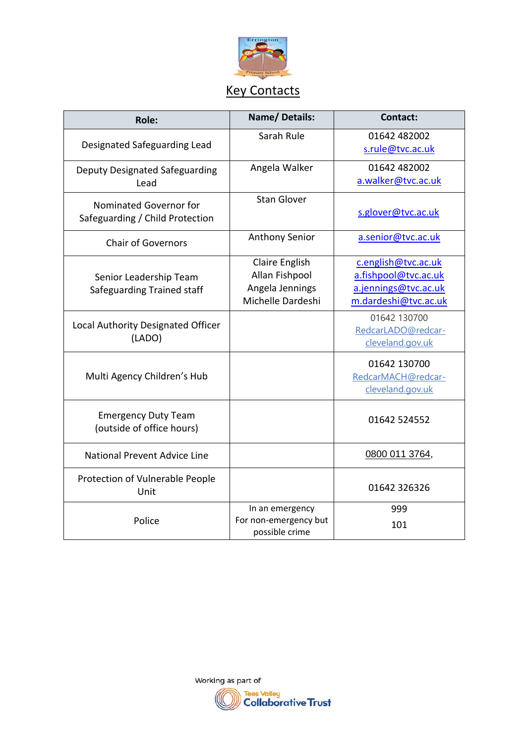# Key Contacts

| Role: | Name/ Details: | Contact: |
|---|---|---|
| Designated Safeguarding Lead | Sarah Rule | 01642 482002<br>s.rule@tvc.ac.uk |
| Deputy Designated Safeguarding Lead | Angela Walker | 01642 482002<br>a.walker@tvc.ac.uk |
| Nominated Governor for Safeguarding / Child Protection | Stan Glover | s.glover@tvc.ac.uk |
| Chair of Governors | Anthony Senior | a.senior@tvc.ac.uk |
| Senior Leadership Team Safeguarding Trained staff | Claire English<br>Allan Fishpool<br>Angela Jennings<br>Michelle Dardeshi | c.english@tvc.ac.uk<br>a.fishpool@tvc.ac.uk<br>a.jennings@tvc.ac.uk<br>m.dardeshi@tvc.ac.uk |
| Local Authority Designated Officer (LADO) | | 01642 130700<br>RedcarLADO@redcar-cleveland.gov.uk |
| Multi Agency Children's Hub | | 01642 130700<br>RedcarMACH@redcar-cleveland.gov.uk |
| Emergency Duty Team (outside of office hours) | | 01642 524552 |
| National Prevent Advice Line | | 0800 011 3764, |
| Protection of Vulnerable People Unit | | 01642 326326 |
| Police | In an emergency<br>For non-emergency but possible crime | 999<br>101 |

Working as part of Tees Valley Collaborative Trust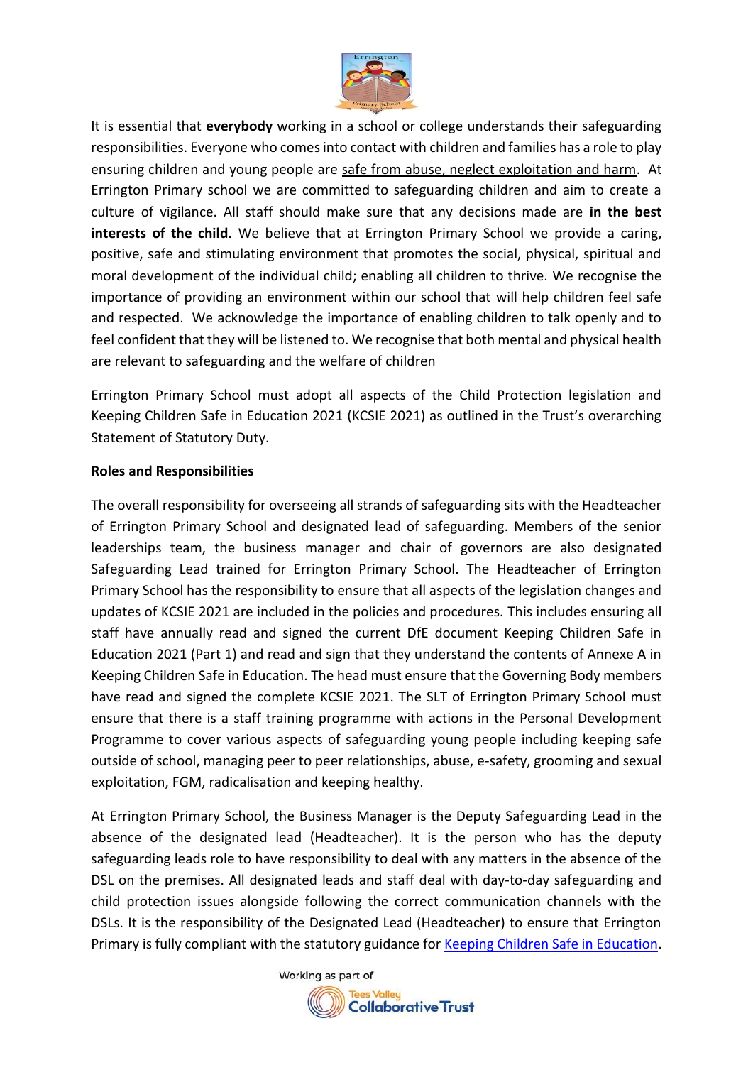It is essential that **everybody** working in a school or college understands their safeguarding responsibilities. Everyone who comes into contact with children and families has a role to play ensuring children and young people are safe from abuse, neglect exploitation and harm. At Errington Primary school we are committed to safeguarding children and aim to create a culture of vigilance. All staff should make sure that any decisions made are **in the best interests of the child.** We believe that at Errington Primary School we provide a caring, positive, safe and stimulating environment that promotes the social, physical, spiritual and moral development of the individual child; enabling all children to thrive. We recognise the importance of providing an environment within our school that will help children feel safe and respected. We acknowledge the importance of enabling children to talk openly and to feel confident that they will be listened to. We recognise that both mental and physical health are relevant to safeguarding and the welfare of children

Errington Primary School must adopt all aspects of the Child Protection legislation and Keeping Children Safe in Education 2021 (KCSIE 2021) as outlined in the Trust's overarching Statement of Statutory Duty.

**Roles and Responsibilities**

The overall responsibility for overseeing all strands of safeguarding sits with the Headteacher of Errington Primary School and designated lead of safeguarding. Members of the senior leaderships team, the business manager and chair of governors are also designated Safeguarding Lead trained for Errington Primary School. The Headteacher of Errington Primary School has the responsibility to ensure that all aspects of the legislation changes and updates of KCSIE 2021 are included in the policies and procedures. This includes ensuring all staff have annually read and signed the current DfE document Keeping Children Safe in Education 2021 (Part 1) and read and sign that they understand the contents of Annexe A in Keeping Children Safe in Education. The head must ensure that the Governing Body members have read and signed the complete KCSIE 2021. The SLT of Errington Primary School must ensure that there is a staff training programme with actions in the Personal Development Programme to cover various aspects of safeguarding young people including keeping safe outside of school, managing peer to peer relationships, abuse, e-safety, grooming and sexual exploitation, FGM, radicalisation and keeping healthy.

At Errington Primary School, the Business Manager is the Deputy Safeguarding Lead in the absence of the designated lead (Headteacher). It is the person who has the deputy safeguarding leads role to have responsibility to deal with any matters in the absence of the DSL on the premises. All designated leads and staff deal with day-to-day safeguarding and child protection issues alongside following the correct communication channels with the DSLs. It is the responsibility of the Designated Lead (Headteacher) to ensure that Errington Primary is fully compliant with the statutory guidance for Keeping Children Safe in Education.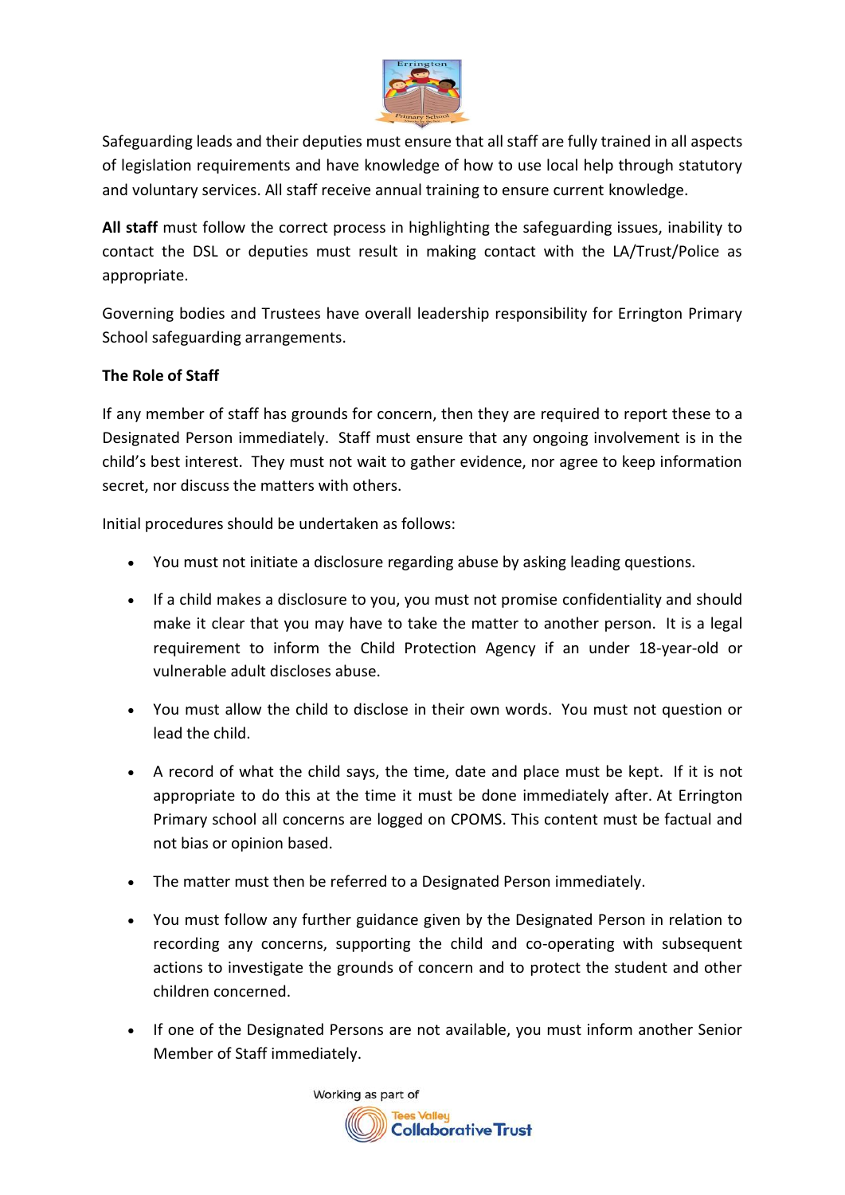Safeguarding leads and their deputies must ensure that all staff are fully trained in all aspects of legislation requirements and have knowledge of how to use local help through statutory and voluntary services. All staff receive annual training to ensure current knowledge.

**All staff** must follow the correct process in highlighting the safeguarding issues, inability to contact the DSL or deputies must result in making contact with the LA/Trust/Police as appropriate.

Governing bodies and Trustees have overall leadership responsibility for Errington Primary School safeguarding arrangements.

**The Role of Staff**

If any member of staff has grounds for concern, then they are required to report these to a Designated Person immediately. Staff must ensure that any ongoing involvement is in the child's best interest. They must not wait to gather evidence, nor agree to keep information secret, nor discuss the matters with others.

Initial procedures should be undertaken as follows:

- You must not initiate a disclosure regarding abuse by asking leading questions.
- If a child makes a disclosure to you, you must not promise confidentiality and should make it clear that you may have to take the matter to another person. It is a legal requirement to inform the Child Protection Agency if an under 18-year-old or vulnerable adult discloses abuse.
- You must allow the child to disclose in their own words. You must not question or lead the child.
- A record of what the child says, the time, date and place must be kept. If it is not appropriate to do this at the time it must be done immediately after. At Errington Primary school all concerns are logged on CPOMS. This content must be factual and not bias or opinion based.
- The matter must then be referred to a Designated Person immediately.
- You must follow any further guidance given by the Designated Person in relation to recording any concerns, supporting the child and co-operating with subsequent actions to investigate the grounds of concern and to protect the student and other children concerned.
- If one of the Designated Persons are not available, you must inform another Senior Member of Staff immediately.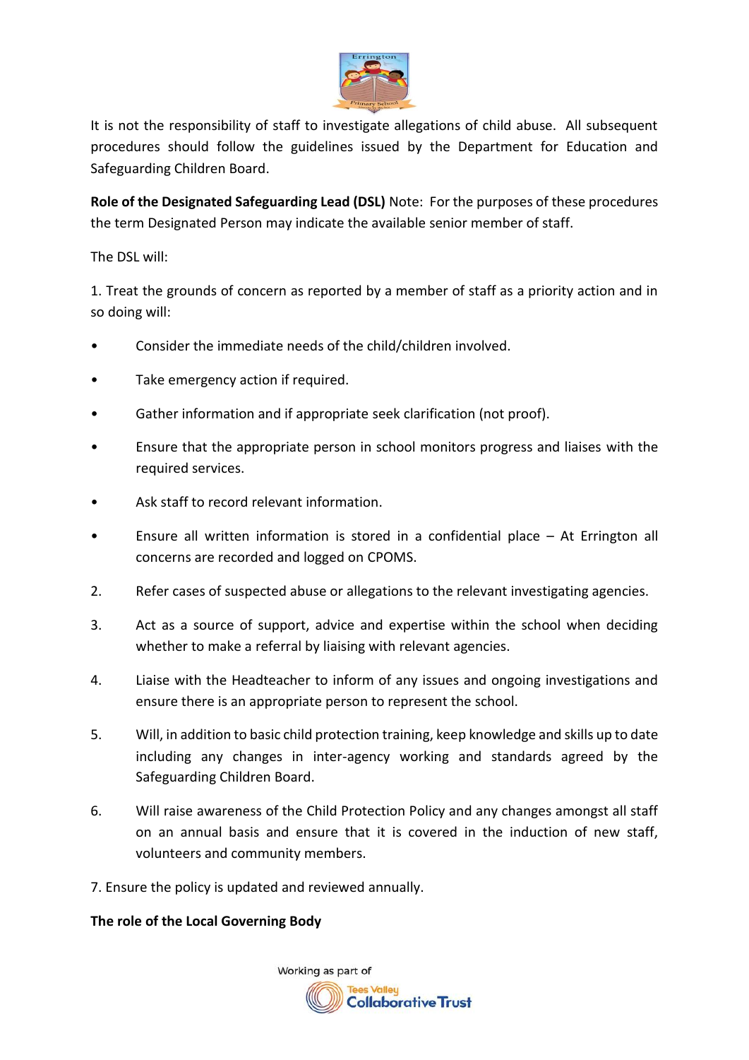It is not the responsibility of staff to investigate allegations of child abuse. All subsequent procedures should follow the guidelines issued by the Department for Education and Safeguarding Children Board.

**Role of the Designated Safeguarding Lead (DSL)** Note: For the purposes of these procedures the term Designated Person may indicate the available senior member of staff.

The DSL will:

1. Treat the grounds of concern as reported by a member of staff as a priority action and in so doing will:

- Consider the immediate needs of the child/children involved.
- Take emergency action if required.
- Gather information and if appropriate seek clarification (not proof).
- Ensure that the appropriate person in school monitors progress and liaises with the required services.
- Ask staff to record relevant information.
- Ensure all written information is stored in a confidential place – At Errington all concerns are recorded and logged on CPOMS.

2. Refer cases of suspected abuse or allegations to the relevant investigating agencies.

3. Act as a source of support, advice and expertise within the school when deciding whether to make a referral by liaising with relevant agencies.

4. Liaise with the Headteacher to inform of any issues and ongoing investigations and ensure there is an appropriate person to represent the school.

5. Will, in addition to basic child protection training, keep knowledge and skills up to date including any changes in inter-agency working and standards agreed by the Safeguarding Children Board.

6. Will raise awareness of the Child Protection Policy and any changes amongst all staff on an annual basis and ensure that it is covered in the induction of new staff, volunteers and community members.

7. Ensure the policy is updated and reviewed annually.

**The role of the Local Governing Body**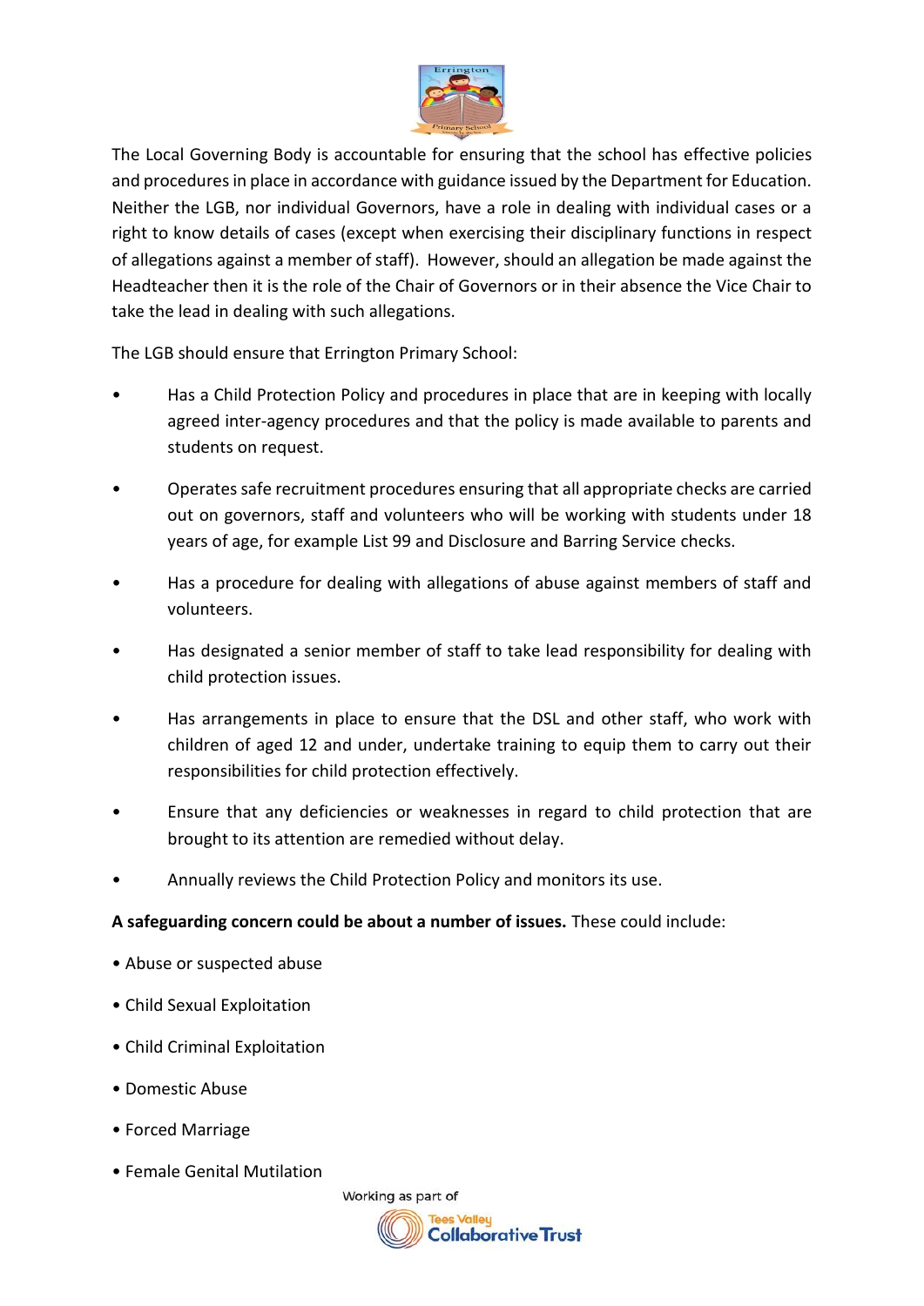The Local Governing Body is accountable for ensuring that the school has effective policies and procedures in place in accordance with guidance issued by the Department for Education. Neither the LGB, nor individual Governors, have a role in dealing with individual cases or a right to know details of cases (except when exercising their disciplinary functions in respect of allegations against a member of staff). However, should an allegation be made against the Headteacher then it is the role of the Chair of Governors or in their absence the Vice Chair to take the lead in dealing with such allegations.

The LGB should ensure that Errington Primary School:

- Has a Child Protection Policy and procedures in place that are in keeping with locally agreed inter-agency procedures and that the policy is made available to parents and students on request.
- Operates safe recruitment procedures ensuring that all appropriate checks are carried out on governors, staff and volunteers who will be working with students under 18 years of age, for example List 99 and Disclosure and Barring Service checks.
- Has a procedure for dealing with allegations of abuse against members of staff and volunteers.
- Has designated a senior member of staff to take lead responsibility for dealing with child protection issues.
- Has arrangements in place to ensure that the DSL and other staff, who work with children of aged 12 and under, undertake training to equip them to carry out their responsibilities for child protection effectively.
- Ensure that any deficiencies or weaknesses in regard to child protection that are brought to its attention are remedied without delay.
- Annually reviews the Child Protection Policy and monitors its use.

**A safeguarding concern could be about a number of issues.** These could include:

- Abuse or suspected abuse
- Child Sexual Exploitation
- Child Criminal Exploitation
- Domestic Abuse
- Forced Marriage
- Female Genital Mutilation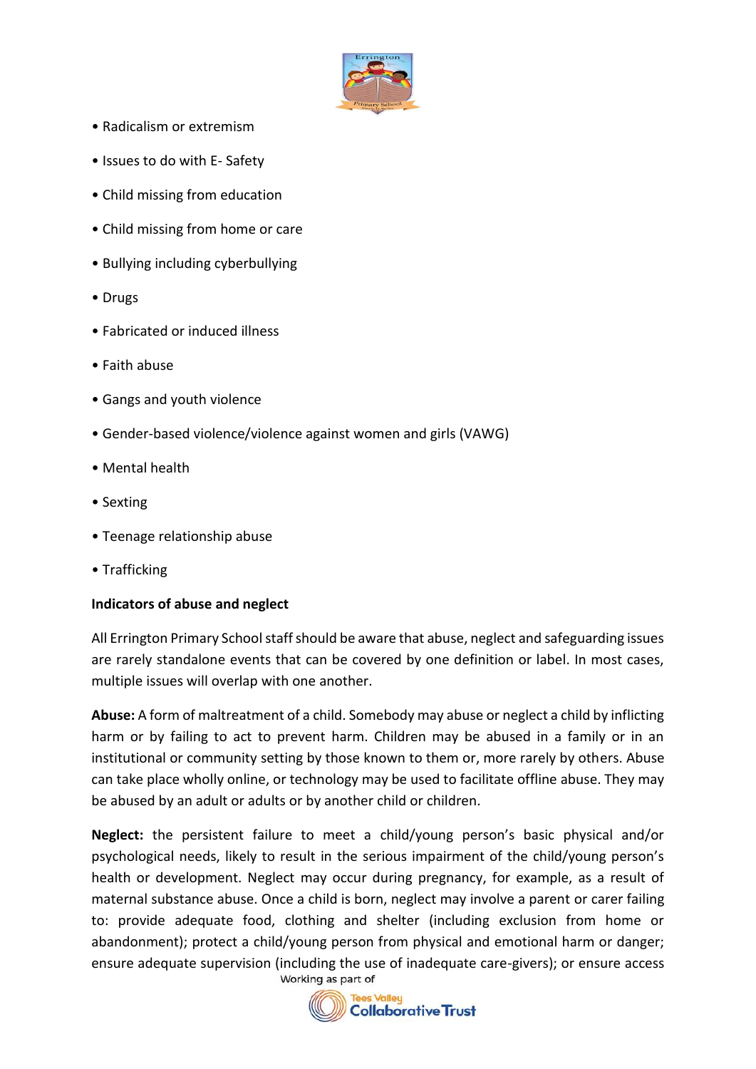- Radicalism or extremism
- Issues to do with E- Safety
- Child missing from education
- Child missing from home or care
- Bullying including cyberbullying
- Drugs
- Fabricated or induced illness
- Faith abuse
- Gangs and youth violence
- Gender-based violence/violence against women and girls (VAWG)
- Mental health
- Sexting
- Teenage relationship abuse
- Trafficking

**Indicators of abuse and neglect**

All Errington Primary School staff should be aware that abuse, neglect and safeguarding issues are rarely standalone events that can be covered by one definition or label. In most cases, multiple issues will overlap with one another.

**Abuse:** A form of maltreatment of a child. Somebody may abuse or neglect a child by inflicting harm or by failing to act to prevent harm. Children may be abused in a family or in an institutional or community setting by those known to them or, more rarely by others. Abuse can take place wholly online, or technology may be used to facilitate offline abuse. They may be abused by an adult or adults or by another child or children.

**Neglect:** the persistent failure to meet a child/young person's basic physical and/or psychological needs, likely to result in the serious impairment of the child/young person's health or development. Neglect may occur during pregnancy, for example, as a result of maternal substance abuse. Once a child is born, neglect may involve a parent or carer failing to: provide adequate food, clothing and shelter (including exclusion from home or abandonment); protect a child/young person from physical and emotional harm or danger; ensure adequate supervision (including the use of inadequate care-givers); or ensure access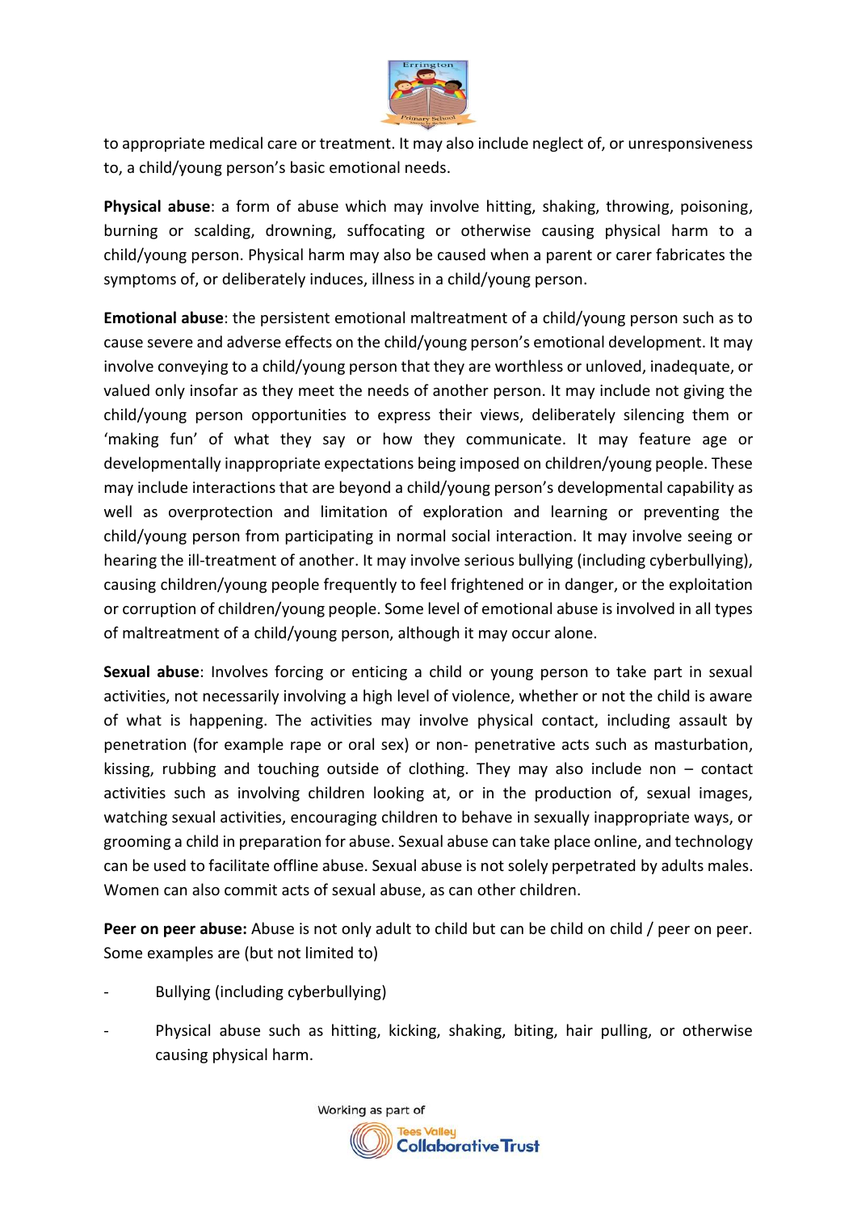to appropriate medical care or treatment. It may also include neglect of, or unresponsiveness to, a child/young person's basic emotional needs.

**Physical abuse**: a form of abuse which may involve hitting, shaking, throwing, poisoning, burning or scalding, drowning, suffocating or otherwise causing physical harm to a child/young person. Physical harm may also be caused when a parent or carer fabricates the symptoms of, or deliberately induces, illness in a child/young person.

**Emotional abuse**: the persistent emotional maltreatment of a child/young person such as to cause severe and adverse effects on the child/young person's emotional development. It may involve conveying to a child/young person that they are worthless or unloved, inadequate, or valued only insofar as they meet the needs of another person. It may include not giving the child/young person opportunities to express their views, deliberately silencing them or 'making fun' of what they say or how they communicate. It may feature age or developmentally inappropriate expectations being imposed on children/young people. These may include interactions that are beyond a child/young person's developmental capability as well as overprotection and limitation of exploration and learning or preventing the child/young person from participating in normal social interaction. It may involve seeing or hearing the ill-treatment of another. It may involve serious bullying (including cyberbullying), causing children/young people frequently to feel frightened or in danger, or the exploitation or corruption of children/young people. Some level of emotional abuse is involved in all types of maltreatment of a child/young person, although it may occur alone.

**Sexual abuse**: Involves forcing or enticing a child or young person to take part in sexual activities, not necessarily involving a high level of violence, whether or not the child is aware of what is happening. The activities may involve physical contact, including assault by penetration (for example rape or oral sex) or non- penetrative acts such as masturbation, kissing, rubbing and touching outside of clothing. They may also include non – contact activities such as involving children looking at, or in the production of, sexual images, watching sexual activities, encouraging children to behave in sexually inappropriate ways, or grooming a child in preparation for abuse. Sexual abuse can take place online, and technology can be used to facilitate offline abuse. Sexual abuse is not solely perpetrated by adults males. Women can also commit acts of sexual abuse, as can other children.

**Peer on peer abuse:** Abuse is not only adult to child but can be child on child / peer on peer. Some examples are (but not limited to)

- Bullying (including cyberbullying)
- Physical abuse such as hitting, kicking, shaking, biting, hair pulling, or otherwise causing physical harm.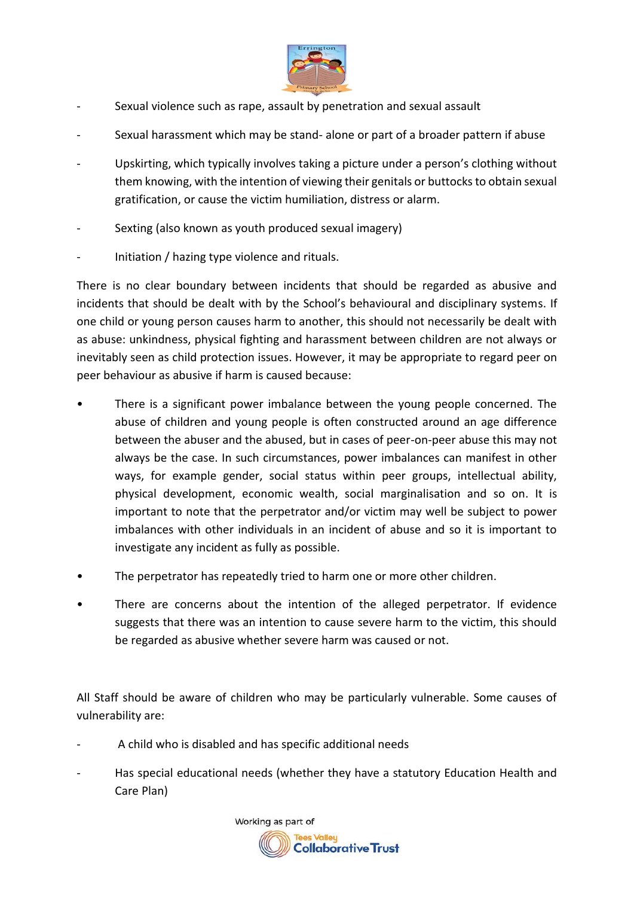- Sexual violence such as rape, assault by penetration and sexual assault
- Sexual harassment which may be stand- alone or part of a broader pattern if abuse
- Upskirting, which typically involves taking a picture under a person's clothing without them knowing, with the intention of viewing their genitals or buttocks to obtain sexual gratification, or cause the victim humiliation, distress or alarm.
- Sexting (also known as youth produced sexual imagery)
- Initiation / hazing type violence and rituals.

There is no clear boundary between incidents that should be regarded as abusive and incidents that should be dealt with by the School's behavioural and disciplinary systems. If one child or young person causes harm to another, this should not necessarily be dealt with as abuse: unkindness, physical fighting and harassment between children are not always or inevitably seen as child protection issues. However, it may be appropriate to regard peer on peer behaviour as abusive if harm is caused because:

- There is a significant power imbalance between the young people concerned. The abuse of children and young people is often constructed around an age difference between the abuser and the abused, but in cases of peer-on-peer abuse this may not always be the case. In such circumstances, power imbalances can manifest in other ways, for example gender, social status within peer groups, intellectual ability, physical development, economic wealth, social marginalisation and so on. It is important to note that the perpetrator and/or victim may well be subject to power imbalances with other individuals in an incident of abuse and so it is important to investigate any incident as fully as possible.
- The perpetrator has repeatedly tried to harm one or more other children.
- There are concerns about the intention of the alleged perpetrator. If evidence suggests that there was an intention to cause severe harm to the victim, this should be regarded as abusive whether severe harm was caused or not.

All Staff should be aware of children who may be particularly vulnerable. Some causes of vulnerability are:

- A child who is disabled and has specific additional needs
- Has special educational needs (whether they have a statutory Education Health and Care Plan)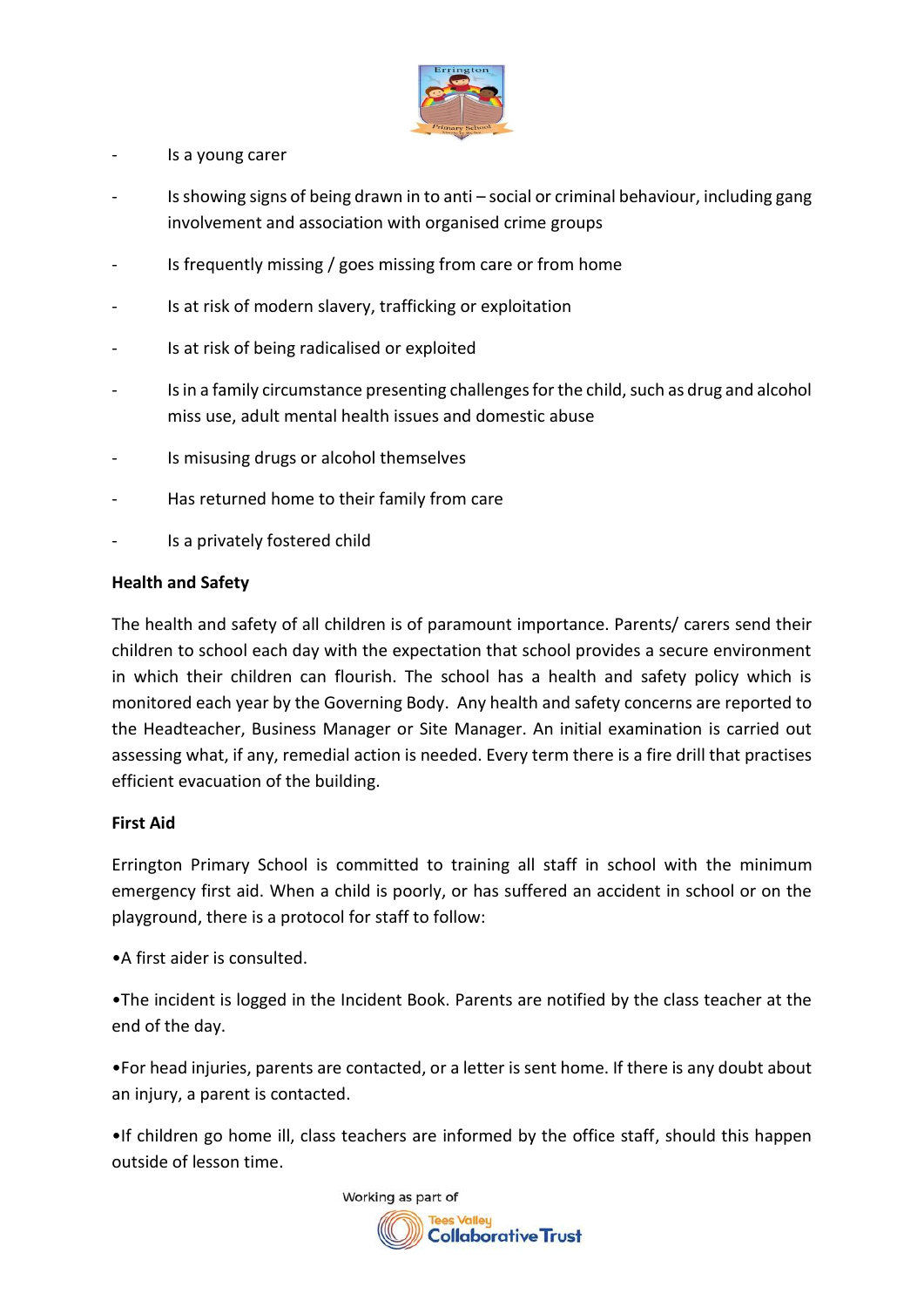- Is a young carer
- Is showing signs of being drawn in to anti – social or criminal behaviour, including gang involvement and association with organised crime groups
- Is frequently missing / goes missing from care or from home
- Is at risk of modern slavery, trafficking or exploitation
- Is at risk of being radicalised or exploited
- Is in a family circumstance presenting challenges for the child, such as drug and alcohol miss use, adult mental health issues and domestic abuse
- Is misusing drugs or alcohol themselves
- Has returned home to their family from care
- Is a privately fostered child

**Health and Safety**

The health and safety of all children is of paramount importance. Parents/ carers send their children to school each day with the expectation that school provides a secure environment in which their children can flourish. The school has a health and safety policy which is monitored each year by the Governing Body. Any health and safety concerns are reported to the Headteacher, Business Manager or Site Manager. An initial examination is carried out assessing what, if any, remedial action is needed. Every term there is a fire drill that practises efficient evacuation of the building.

**First Aid**

Errington Primary School is committed to training all staff in school with the minimum emergency first aid. When a child is poorly, or has suffered an accident in school or on the playground, there is a protocol for staff to follow:

•A first aider is consulted.

•The incident is logged in the Incident Book. Parents are notified by the class teacher at the end of the day.

•For head injuries, parents are contacted, or a letter is sent home. If there is any doubt about an injury, a parent is contacted.

•If children go home ill, class teachers are informed by the office staff, should this happen outside of lesson time.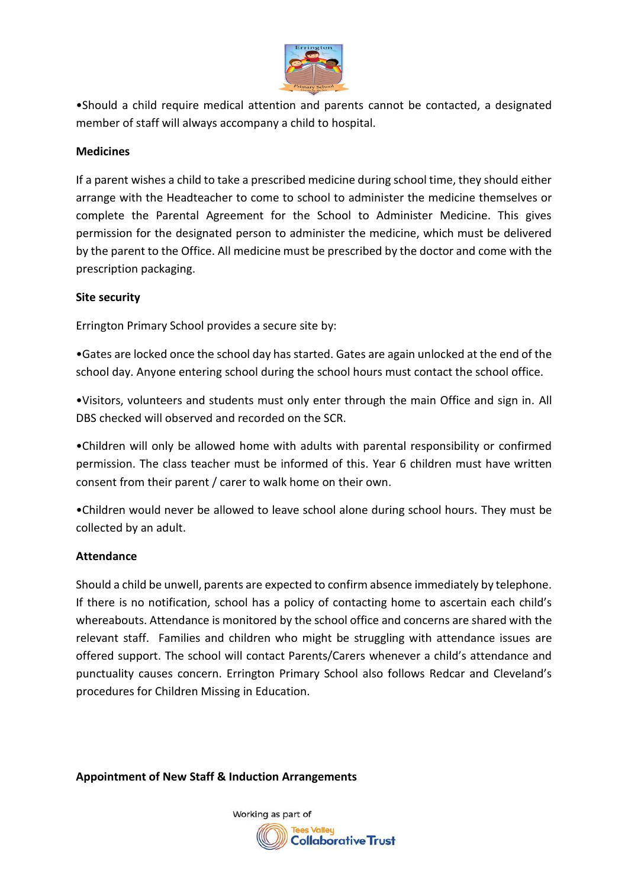•Should a child require medical attention and parents cannot be contacted, a designated member of staff will always accompany a child to hospital.

**Medicines**

If a parent wishes a child to take a prescribed medicine during school time, they should either arrange with the Headteacher to come to school to administer the medicine themselves or complete the Parental Agreement for the School to Administer Medicine. This gives permission for the designated person to administer the medicine, which must be delivered by the parent to the Office. All medicine must be prescribed by the doctor and come with the prescription packaging.

**Site security**

Errington Primary School provides a secure site by:

•Gates are locked once the school day has started. Gates are again unlocked at the end of the school day. Anyone entering school during the school hours must contact the school office.

•Visitors, volunteers and students must only enter through the main Office and sign in. All DBS checked will observed and recorded on the SCR.

•Children will only be allowed home with adults with parental responsibility or confirmed permission. The class teacher must be informed of this. Year 6 children must have written consent from their parent / carer to walk home on their own.

•Children would never be allowed to leave school alone during school hours. They must be collected by an adult.

**Attendance**

Should a child be unwell, parents are expected to confirm absence immediately by telephone. If there is no notification, school has a policy of contacting home to ascertain each child's whereabouts. Attendance is monitored by the school office and concerns are shared with the relevant staff. Families and children who might be struggling with attendance issues are offered support. The school will contact Parents/Carers whenever a child's attendance and punctuality causes concern. Errington Primary School also follows Redcar and Cleveland's procedures for Children Missing in Education.

**Appointment of New Staff & Induction Arrangements**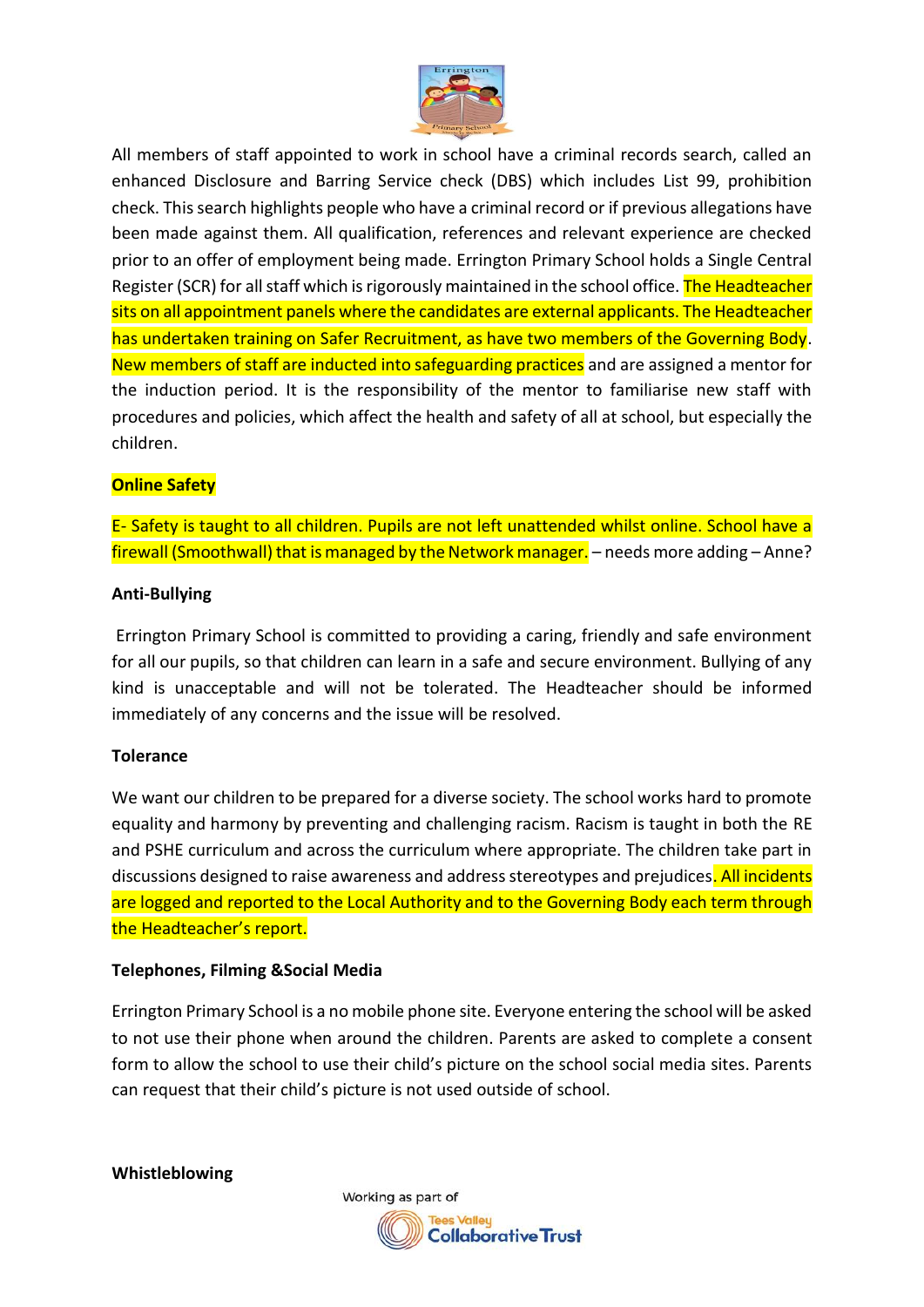All members of staff appointed to work in school have a criminal records search, called an enhanced Disclosure and Barring Service check (DBS) which includes List 99, prohibition check. This search highlights people who have a criminal record or if previous allegations have been made against them. All qualification, references and relevant experience are checked prior to an offer of employment being made. Errington Primary School holds a Single Central Register (SCR) for all staff which is rigorously maintained in the school office. The Headteacher sits on all appointment panels where the candidates are external applicants. The Headteacher has undertaken training on Safer Recruitment, as have two members of the Governing Body. New members of staff are inducted into safeguarding practices and are assigned a mentor for the induction period. It is the responsibility of the mentor to familiarise new staff with procedures and policies, which affect the health and safety of all at school, but especially the children.

**Online Safety**

E- Safety is taught to all children. Pupils are not left unattended whilst online. School have a firewall (Smoothwall) that is managed by the Network manager. – needs more adding – Anne?

**Anti-Bullying**

Errington Primary School is committed to providing a caring, friendly and safe environment for all our pupils, so that children can learn in a safe and secure environment. Bullying of any kind is unacceptable and will not be tolerated. The Headteacher should be informed immediately of any concerns and the issue will be resolved.

**Tolerance**

We want our children to be prepared for a diverse society. The school works hard to promote equality and harmony by preventing and challenging racism. Racism is taught in both the RE and PSHE curriculum and across the curriculum where appropriate. The children take part in discussions designed to raise awareness and address stereotypes and prejudices. All incidents are logged and reported to the Local Authority and to the Governing Body each term through the Headteacher's report.

**Telephones, Filming &Social Media**

Errington Primary School is a no mobile phone site. Everyone entering the school will be asked to not use their phone when around the children. Parents are asked to complete a consent form to allow the school to use their child's picture on the school social media sites. Parents can request that their child's picture is not used outside of school.

**Whistleblowing**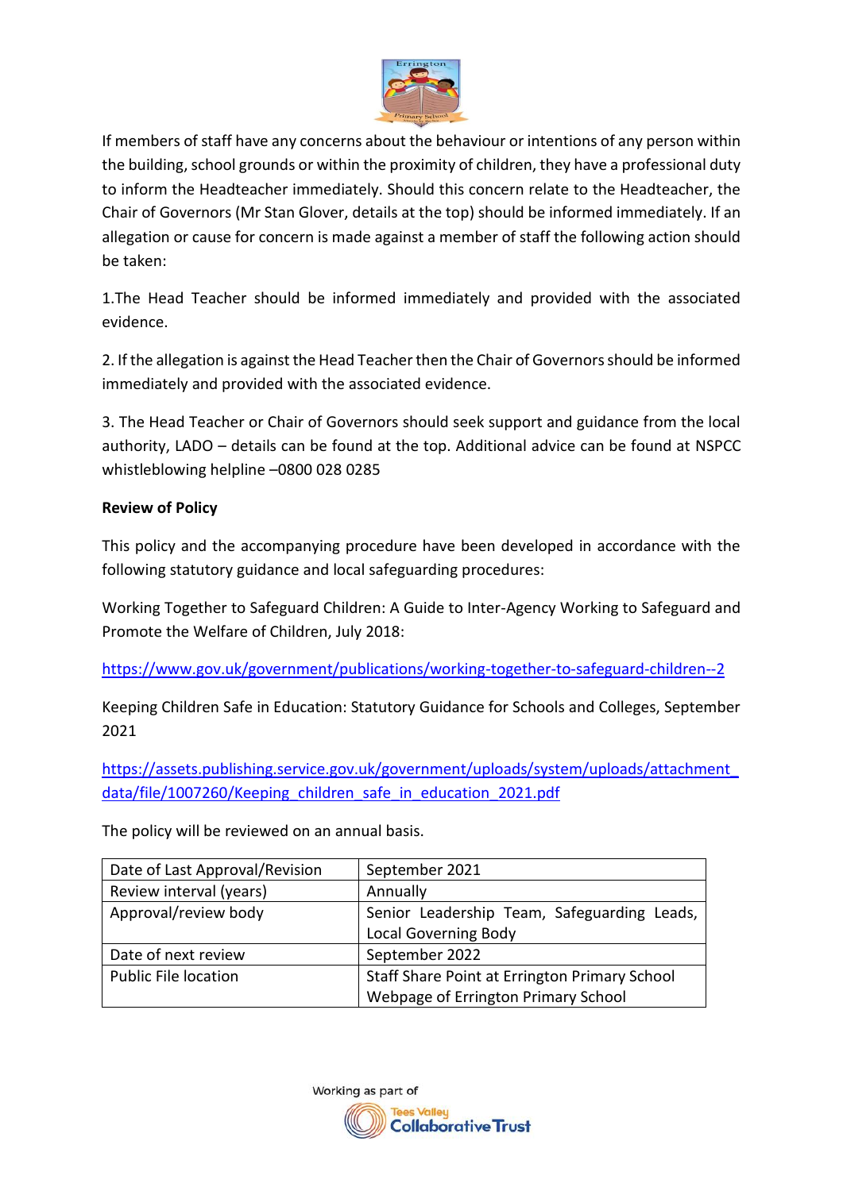If members of staff have any concerns about the behaviour or intentions of any person within the building, school grounds or within the proximity of children, they have a professional duty to inform the Headteacher immediately. Should this concern relate to the Headteacher, the Chair of Governors (Mr Stan Glover, details at the top) should be informed immediately. If an allegation or cause for concern is made against a member of staff the following action should be taken:

1.The Head Teacher should be informed immediately and provided with the associated evidence.

2. If the allegation is against the Head Teacher then the Chair of Governors should be informed immediately and provided with the associated evidence.

3. The Head Teacher or Chair of Governors should seek support and guidance from the local authority, LADO – details can be found at the top. Additional advice can be found at NSPCC whistleblowing helpline –0800 028 0285

**Review of Policy**

This policy and the accompanying procedure have been developed in accordance with the following statutory guidance and local safeguarding procedures:

Working Together to Safeguard Children: A Guide to Inter-Agency Working to Safeguard and Promote the Welfare of Children, July 2018:

https://www.gov.uk/government/publications/working-together-to-safeguard-children--2

Keeping Children Safe in Education: Statutory Guidance for Schools and Colleges, September 2021

https://assets.publishing.service.gov.uk/government/uploads/system/uploads/attachment_data/file/1007260/Keeping_children_safe_in_education_2021.pdf

The policy will be reviewed on an annual basis.

| | |
|---|---|
| Date of Last Approval/Revision | September 2021 |
| Review interval (years) | Annually |
| Approval/review body | Senior Leadership Team, Safeguarding Leads, Local Governing Body |
| Date of next review | September 2022 |
| Public File location | Staff Share Point at Errington Primary School<br>Webpage of Errington Primary School |